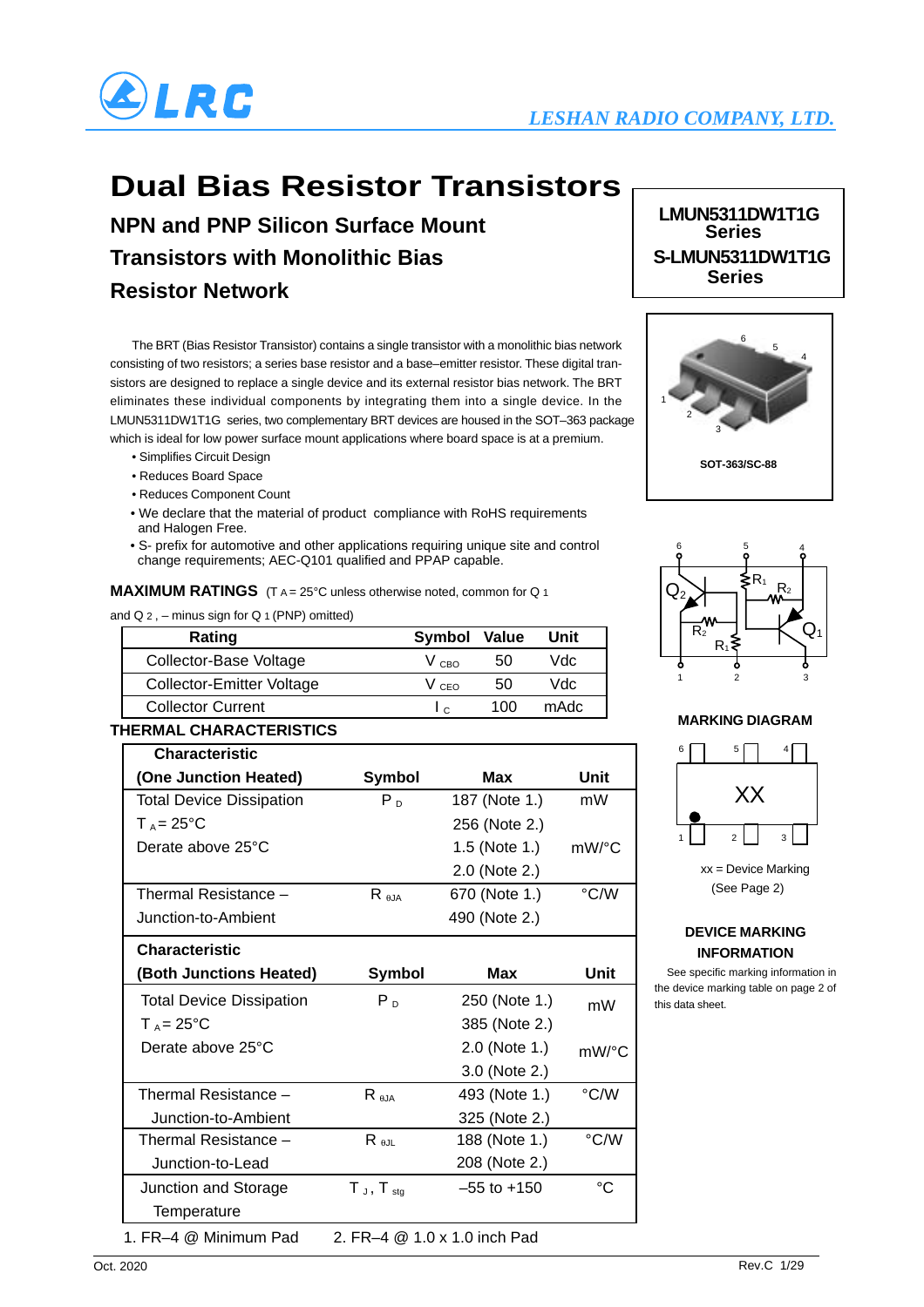LESHAN RADIO COMPANY, LTD.

# Dual Bias Resistor Transistors

## NPN and PNP Silicon Surface Mount Transistors with Monolithic Bias Resistor Network

**LMUN5311DW1T1G Series**
**S-LMUN5311DW1T1G Series**

The BRT (Bias Resistor Transistor) contains a single transistor with a monolithic bias network consisting of two resistors; a series base resistor and a base–emitter resistor. These digital transistors are designed to replace a single device and its external resistor bias network. The BRT eliminates these individual components by integrating them into a single device. In the LMUN5311DW1T1G series, two complementary BRT devices are housed in the SOT–363 package which is ideal for low power surface mount applications where board space is at a premium.

- Simplifies Circuit Design
- Reduces Board Space
- Reduces Component Count
- We declare that the material of product compliance with RoHS requirements and Halogen Free.
- S- prefix for automotive and other applications requiring unique site and control change requirements; AEC-Q101 qualified and PPAP capable.

SOT-363/SC-88

### MAXIMUM RATINGS

($T_A$ = 25°C unless otherwise noted, common for $Q_1$ and $Q_2$, – minus sign for $Q_1$ (PNP) omitted)

| Rating | Symbol | Value | Unit |
|---|---|---|---|
| Collector-Base Voltage | $V_{CBO}$ | 50 | Vdc |
| Collector-Emitter Voltage | $V_{CEO}$ | 50 | Vdc |
| Collector Current | $I_C$ | 100 | mAdc |

### THERMAL CHARACTERISTICS

| Characteristic (One Junction Heated) | Symbol | Max | Unit |
|---|---|---|---|
| Total Device Dissipation $T_A$ = 25°C | $P_D$ | 187 (Note 1.) 256 (Note 2.) | mW |
| Derate above 25°C | | 1.5 (Note 1.) 2.0 (Note 2.) | mW/°C |
| Thermal Resistance – Junction-to-Ambient | $R_{\theta JA}$ | 670 (Note 1.) 490 (Note 2.) | °C/W |

| Characteristic (Both Junctions Heated) | Symbol | Max | Unit |
|---|---|---|---|
| Total Device Dissipation $T_A$ = 25°C | $P_D$ | 250 (Note 1.) 385 (Note 2.) | mW |
| Derate above 25°C | | 2.0 (Note 1.) 3.0 (Note 2.) | mW/°C |
| Thermal Resistance – Junction-to-Ambient | $R_{\theta JA}$ | 493 (Note 1.) 325 (Note 2.) | °C/W |
| Thermal Resistance – Junction-to-Lead | $R_{\theta JL}$ | 188 (Note 1.) 208 (Note 2.) | °C/W |
| Junction and Storage Temperature | $T_J$, $T_{stg}$ | –55 to +150 | °C |

1. FR–4 @ Minimum Pad    2. FR–4 @ 1.0 x 1.0 inch Pad

### MARKING DIAGRAM

XX

xx = Device Marking (See Page 2)

### DEVICE MARKING INFORMATION

See specific marking information in the device marking table on page 2 of this data sheet.

Oct. 2020    Rev.C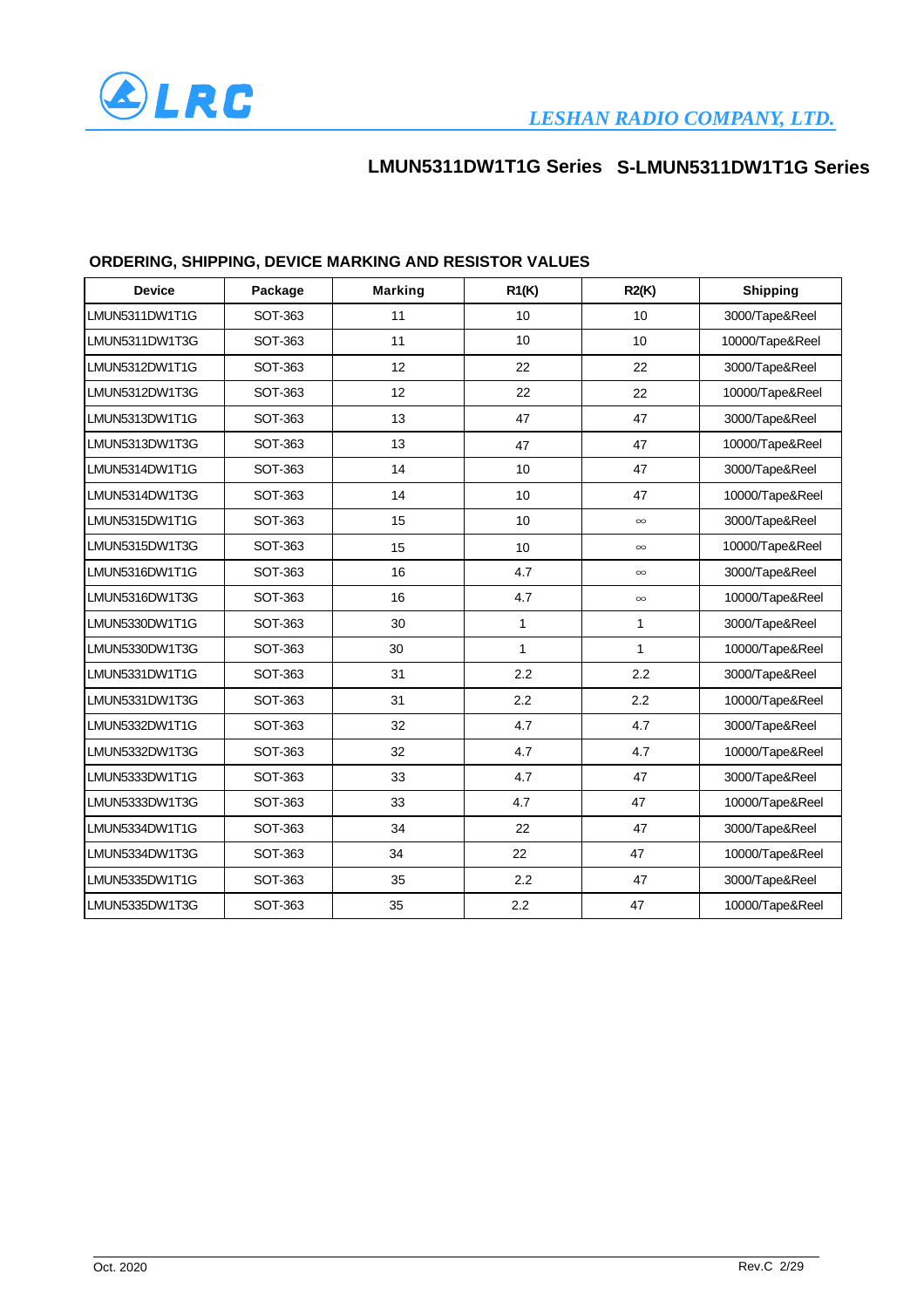# LMUN5311DW1T1G Series S-LMUN5311DW1T1G Series

## ORDERING, SHIPPING, DEVICE MARKING AND RESISTOR VALUES

| Device | Package | Marking | R1(K) | R2(K) | Shipping |
|---|---|---|---|---|---|
| LMUN5311DW1T1G | SOT-363 | 11 | 10 | 10 | 3000/Tape&Reel |
| LMUN5311DW1T3G | SOT-363 | 11 | 10 | 10 | 10000/Tape&Reel |
| LMUN5312DW1T1G | SOT-363 | 12 | 22 | 22 | 3000/Tape&Reel |
| LMUN5312DW1T3G | SOT-363 | 12 | 22 | 22 | 10000/Tape&Reel |
| LMUN5313DW1T1G | SOT-363 | 13 | 47 | 47 | 3000/Tape&Reel |
| LMUN5313DW1T3G | SOT-363 | 13 | 47 | 47 | 10000/Tape&Reel |
| LMUN5314DW1T1G | SOT-363 | 14 | 10 | 47 | 3000/Tape&Reel |
| LMUN5314DW1T3G | SOT-363 | 14 | 10 | 47 | 10000/Tape&Reel |
| LMUN5315DW1T1G | SOT-363 | 15 | 10 | ∞ | 3000/Tape&Reel |
| LMUN5315DW1T3G | SOT-363 | 15 | 10 | ∞ | 10000/Tape&Reel |
| LMUN5316DW1T1G | SOT-363 | 16 | 4.7 | ∞ | 3000/Tape&Reel |
| LMUN5316DW1T3G | SOT-363 | 16 | 4.7 | ∞ | 10000/Tape&Reel |
| LMUN5330DW1T1G | SOT-363 | 30 | 1 | 1 | 3000/Tape&Reel |
| LMUN5330DW1T3G | SOT-363 | 30 | 1 | 1 | 10000/Tape&Reel |
| LMUN5331DW1T1G | SOT-363 | 31 | 2.2 | 2.2 | 3000/Tape&Reel |
| LMUN5331DW1T3G | SOT-363 | 31 | 2.2 | 2.2 | 10000/Tape&Reel |
| LMUN5332DW1T1G | SOT-363 | 32 | 4.7 | 4.7 | 3000/Tape&Reel |
| LMUN5332DW1T3G | SOT-363 | 32 | 4.7 | 4.7 | 10000/Tape&Reel |
| LMUN5333DW1T1G | SOT-363 | 33 | 4.7 | 47 | 3000/Tape&Reel |
| LMUN5333DW1T3G | SOT-363 | 33 | 4.7 | 47 | 10000/Tape&Reel |
| LMUN5334DW1T1G | SOT-363 | 34 | 22 | 47 | 3000/Tape&Reel |
| LMUN5334DW1T3G | SOT-363 | 34 | 22 | 47 | 10000/Tape&Reel |
| LMUN5335DW1T1G | SOT-363 | 35 | 2.2 | 47 | 3000/Tape&Reel |
| LMUN5335DW1T3G | SOT-363 | 35 | 2.2 | 47 | 10000/Tape&Reel |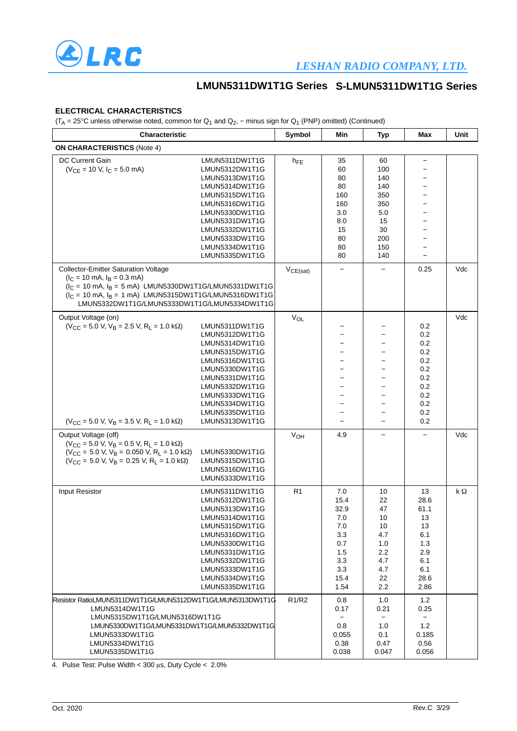# LMUN5311DW1T1G Series S-LMUN5311DW1T1G Series

### ELECTRICAL CHARACTERISTICS

($T_A$ = 25°C unless otherwise noted, common for $Q_1$ and $Q_2$, − minus sign for $Q_1$ (PNP) omitted) (Continued)

| Characteristic | | Symbol | Min | Typ | Max | Unit |
|---|---|---|---|---|---|---|
| **ON CHARACTERISTICS** (Note 4) | | | | | | |
| DC Current Gain ($V_{CE}$ = 10 V, $I_C$ = 5.0 mA) | LMUN5311DW1T1G | $h_{FE}$ | 35 | 60 | − | |
| | LMUN5312DW1T1G | | 60 | 100 | − | |
| | LMUN5313DW1T1G | | 80 | 140 | − | |
| | LMUN5314DW1T1G | | 80 | 140 | − | |
| | LMUN5315DW1T1G | | 160 | 350 | − | |
| | LMUN5316DW1T1G | | 160 | 350 | − | |
| | LMUN5330DW1T1G | | 3.0 | 5.0 | − | |
| | LMUN5331DW1T1G | | 8.0 | 15 | − | |
| | LMUN5332DW1T1G | | 15 | 30 | − | |
| | LMUN5333DW1T1G | | 80 | 200 | − | |
| | LMUN5334DW1T1G | | 80 | 150 | − | |
| | LMUN5335DW1T1G | | 80 | 140 | − | |
| Collector-Emitter Saturation Voltage ($I_C$ = 10 mA, $I_B$ = 0.3 mA) ($I_C$ = 10 mA, $I_B$ = 5 mA) LMUN5330DW1T1G/LMUN5331DW1T1G ($I_C$ = 10 mA, $I_B$ = 1 mA) LMUN5315DW1T1G/LMUN5316DW1T1G LMUN5332DW1T1G/LMUN5333DW1T1G/LMUN5334DW1T1G | | $V_{CE(sat)}$ | − | − | 0.25 | Vdc |
| Output Voltage (on) | | $V_{OL}$ | | | | Vdc |
| ($V_{CC}$ = 5.0 V, $V_B$ = 2.5 V, $R_L$ = 1.0 kΩ) | LMUN5311DW1T1G | | − | − | 0.2 | |
| | LMUN5312DW1T1G | | − | − | 0.2 | |
| | LMUN5314DW1T1G | | − | − | 0.2 | |
| | LMUN5315DW1T1G | | − | − | 0.2 | |
| | LMUN5316DW1T1G | | − | − | 0.2 | |
| | LMUN5330DW1T1G | | − | − | 0.2 | |
| | LMUN5331DW1T1G | | − | − | 0.2 | |
| | LMUN5332DW1T1G | | − | − | 0.2 | |
| | LMUN5333DW1T1G | | − | − | 0.2 | |
| | LMUN5334DW1T1G | | − | − | 0.2 | |
| | LMUN5335DW1T1G | | − | − | 0.2 | |
| ($V_{CC}$ = 5.0 V, $V_B$ = 3.5 V, $R_L$ = 1.0 kΩ) | LMUN5313DW1T1G | | − | − | 0.2 | |
| Output Voltage (off) ($V_{CC}$ = 5.0 V, $V_B$ = 0.5 V, $R_L$ = 1.0 kΩ) | | $V_{OH}$ | 4.9 | − | − | Vdc |
| ($V_{CC}$ = 5.0 V, $V_B$ = 0.050 V, $R_L$ = 1.0 kΩ) | LMUN5330DW1T1G | | | | | |
| ($V_{CC}$ = 5.0 V, $V_B$ = 0.25 V, $R_L$ = 1.0 kΩ) | LMUN5315DW1T1G | | | | | |
| | LMUN5316DW1T1G | | | | | |
| | LMUN5333DW1T1G | | | | | |
| Input Resistor | LMUN5311DW1T1G | R1 | 7.0 | 10 | 13 | kΩ |
| | LMUN5312DW1T1G | | 15.4 | 22 | 28.6 | |
| | LMUN5313DW1T1G | | 32.9 | 47 | 61.1 | |
| | LMUN5314DW1T1G | | 7.0 | 10 | 13 | |
| | LMUN5315DW1T1G | | 7.0 | 10 | 13 | |
| | LMUN5316DW1T1G | | 3.3 | 4.7 | 6.1 | |
| | LMUN5330DW1T1G | | 0.7 | 1.0 | 1.3 | |
| | LMUN5331DW1T1G | | 1.5 | 2.2 | 2.9 | |
| | LMUN5332DW1T1G | | 3.3 | 4.7 | 6.1 | |
| | LMUN5333DW1T1G | | 3.3 | 4.7 | 6.1 | |
| | LMUN5334DW1T1G | | 15.4 | 22 | 28.6 | |
| | LMUN5335DW1T1G | | 1.54 | 2.2 | 2.86 | |
| Resistor Ratio | LMUN5311DW1T1G/LMUN5312DW1T1G/LMUN5313DW1T1G | R1/R2 | 0.8 | 1.0 | 1.2 | |
| | LMUN5314DW1T1G | | 0.17 | 0.21 | 0.25 | |
| | LMUN5315DW1T1G/LMUN5316DW1T1G | | − | − | − | |
| | LMUN5330DW1T1G/LMUN5331DW1T1G/LMUN5332DW1T1G | | 0.8 | 1.0 | 1.2 | |
| | LMUN5333DW1T1G | | 0.055 | 0.1 | 0.185 | |
| | LMUN5334DW1T1G | | 0.38 | 0.47 | 0.56 | |
| | LMUN5335DW1T1G | | 0.038 | 0.047 | 0.056 | |

4. Pulse Test: Pulse Width < 300 μs, Duty Cycle < 2.0%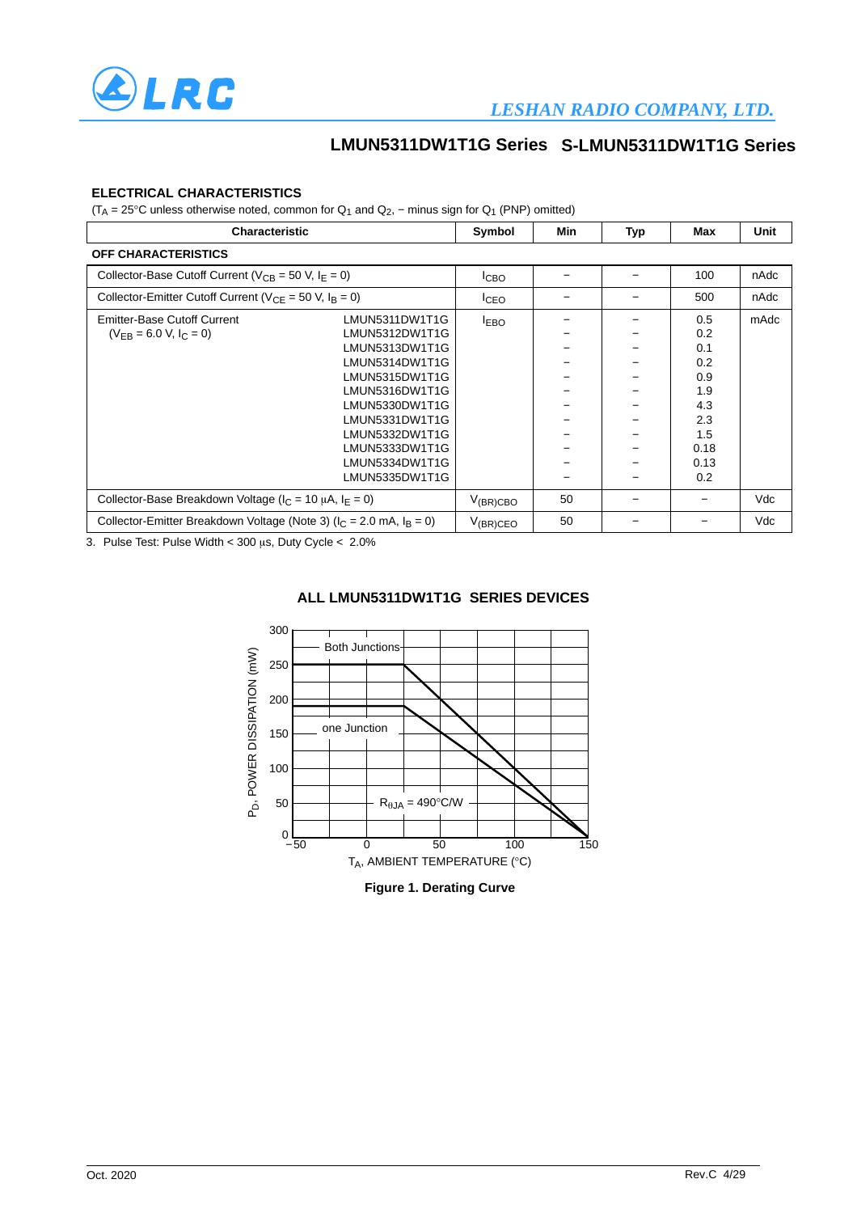## ELECTRICAL CHARACTERISTICS

($T_A$ = 25°C unless otherwise noted, common for $Q_1$ and $Q_2$, − minus sign for $Q_1$ (PNP) omitted)

| Characteristic | | Symbol | Min | Typ | Max | Unit |
|---|---|---|---|---|---|---|
| **OFF CHARACTERISTICS** | | | | | | |
| Collector-Base Cutoff Current ($V_{CB}$ = 50 V, $I_E$ = 0) | | $I_{CBO}$ | − | − | 100 | nAdc |
| Collector-Emitter Cutoff Current ($V_{CE}$ = 50 V, $I_B$ = 0) | | $I_{CEO}$ | − | − | 500 | nAdc |
| Emitter-Base Cutoff Current ($V_{EB}$ = 6.0 V, $I_C$ = 0) | LMUN5311DW1T1G | $I_{EBO}$ | − | − | 0.5 | mAdc |
| | LMUN5312DW1T1G | | − | − | 0.2 | |
| | LMUN5313DW1T1G | | − | − | 0.1 | |
| | LMUN5314DW1T1G | | − | − | 0.2 | |
| | LMUN5315DW1T1G | | − | − | 0.9 | |
| | LMUN5316DW1T1G | | − | − | 1.9 | |
| | LMUN5330DW1T1G | | − | − | 4.3 | |
| | LMUN5331DW1T1G | | − | − | 2.3 | |
| | LMUN5332DW1T1G | | − | − | 1.5 | |
| | LMUN5333DW1T1G | | − | − | 0.18 | |
| | LMUN5334DW1T1G | | − | − | 0.13 | |
| | LMUN5335DW1T1G | | − | − | 0.2 | |
| Collector-Base Breakdown Voltage ($I_C$ = 10 μA, $I_E$ = 0) | | $V_{(BR)CBO}$ | 50 | − | − | Vdc |
| Collector-Emitter Breakdown Voltage (Note 3) ($I_C$ = 2.0 mA, $I_B$ = 0) | | $V_{(BR)CEO}$ | 50 | − | − | Vdc |

3. Pulse Test: Pulse Width < 300 μs, Duty Cycle < 2.0%

### ALL LMUN5311DW1T1G SERIES DEVICES

**Figure 1. Derating Curve**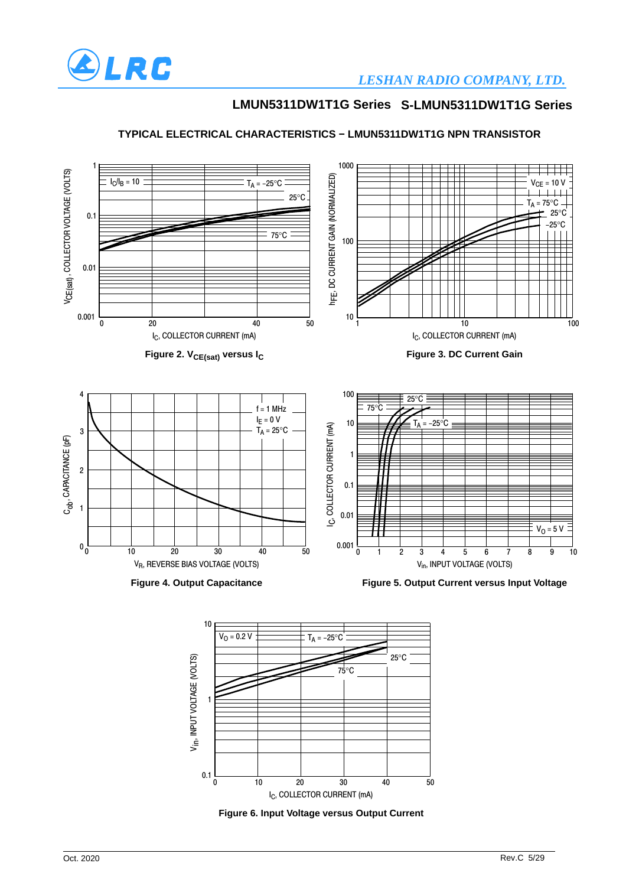## TYPICAL ELECTRICAL CHARACTERISTICS − LMUN5311DW1T1G NPN TRANSISTOR

**Figure 2. $V_{CE(sat)}$ versus $I_C$**

**Figure 3. DC Current Gain**

**Figure 4. Output Capacitance**

**Figure 5. Output Current versus Input Voltage**

**Figure 6. Input Voltage versus Output Current**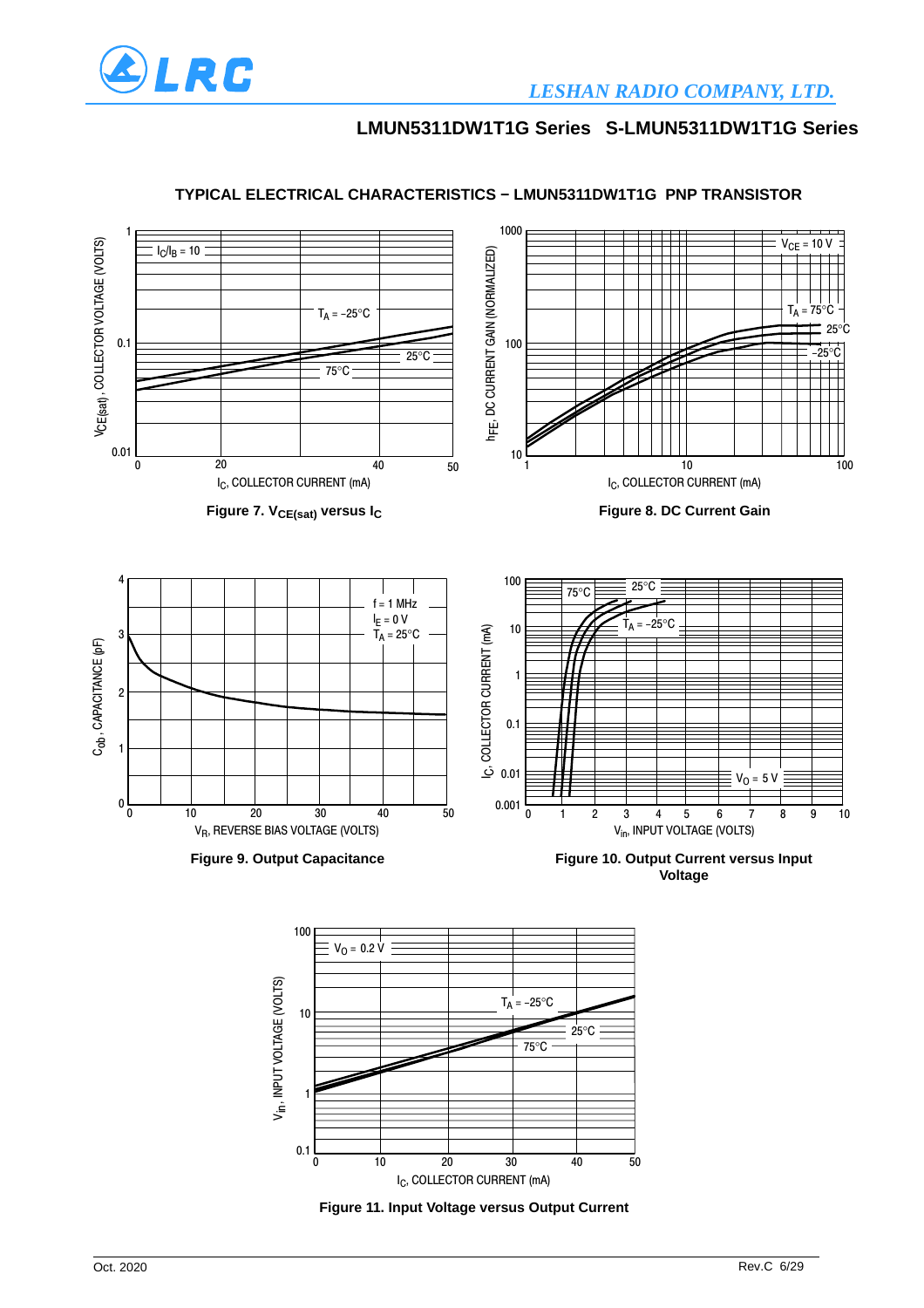## TYPICAL ELECTRICAL CHARACTERISTICS − LMUN5311DW1T1G PNP TRANSISTOR

Figure 7. $V_{CE(sat)}$ versus $I_C$

Figure 8. DC Current Gain

Figure 9. Output Capacitance

Figure 10. Output Current versus Input Voltage

Figure 11. Input Voltage versus Output Current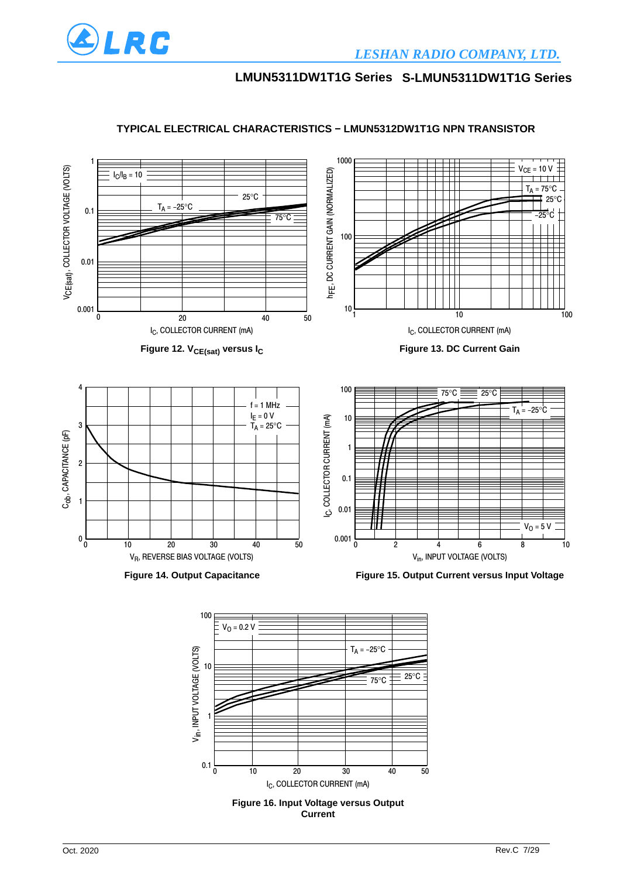## TYPICAL ELECTRICAL CHARACTERISTICS − LMUN5312DW1T1G NPN TRANSISTOR

Figure 12. $V_{CE(sat)}$ versus $I_C$

Figure 13. DC Current Gain

Figure 14. Output Capacitance

Figure 15. Output Current versus Input Voltage

Figure 16. Input Voltage versus Output Current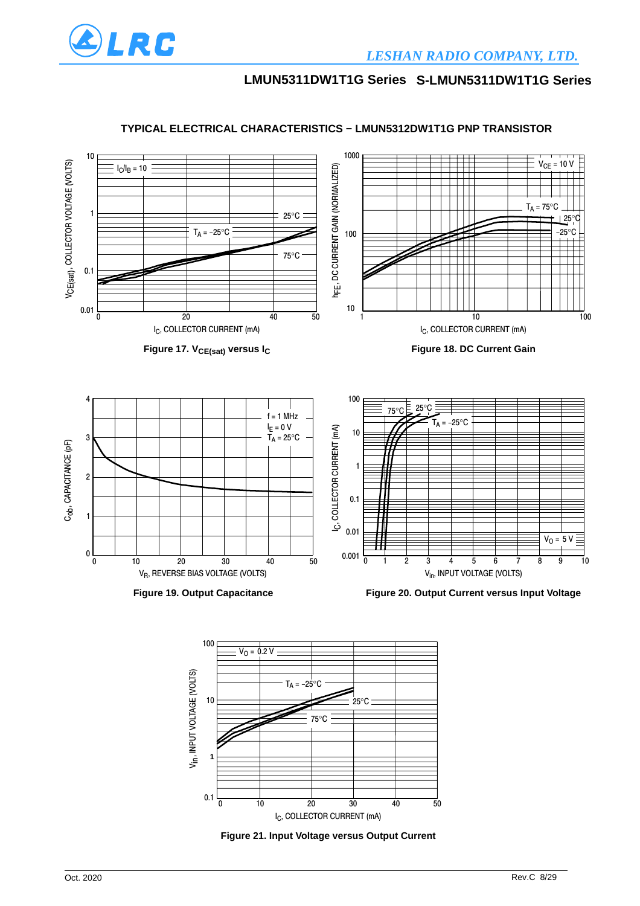## TYPICAL ELECTRICAL CHARACTERISTICS − LMUN5312DW1T1G PNP TRANSISTOR

Figure 17. $V_{CE(sat)}$ versus $I_C$

Figure 18. DC Current Gain

Figure 19. Output Capacitance

Figure 20. Output Current versus Input Voltage

Figure 21. Input Voltage versus Output Current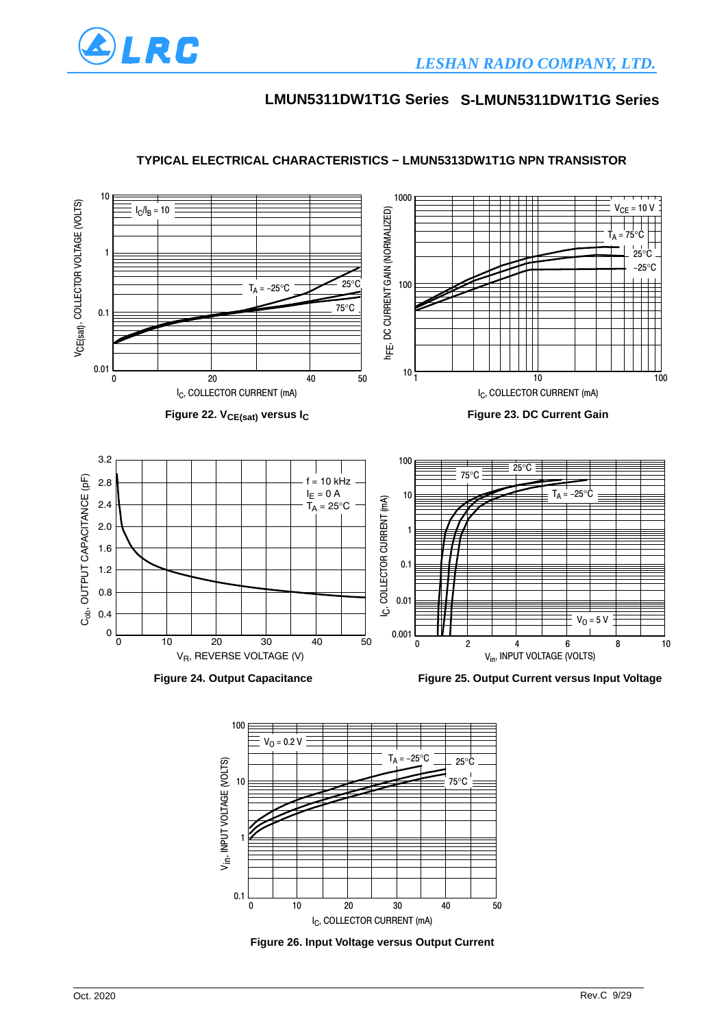## TYPICAL ELECTRICAL CHARACTERISTICS − LMUN5313DW1T1G NPN TRANSISTOR

**Figure 22. $V_{CE(sat)}$ versus $I_C$**

**Figure 23. DC Current Gain**

**Figure 24. Output Capacitance**

**Figure 25. Output Current versus Input Voltage**

**Figure 26. Input Voltage versus Output Current**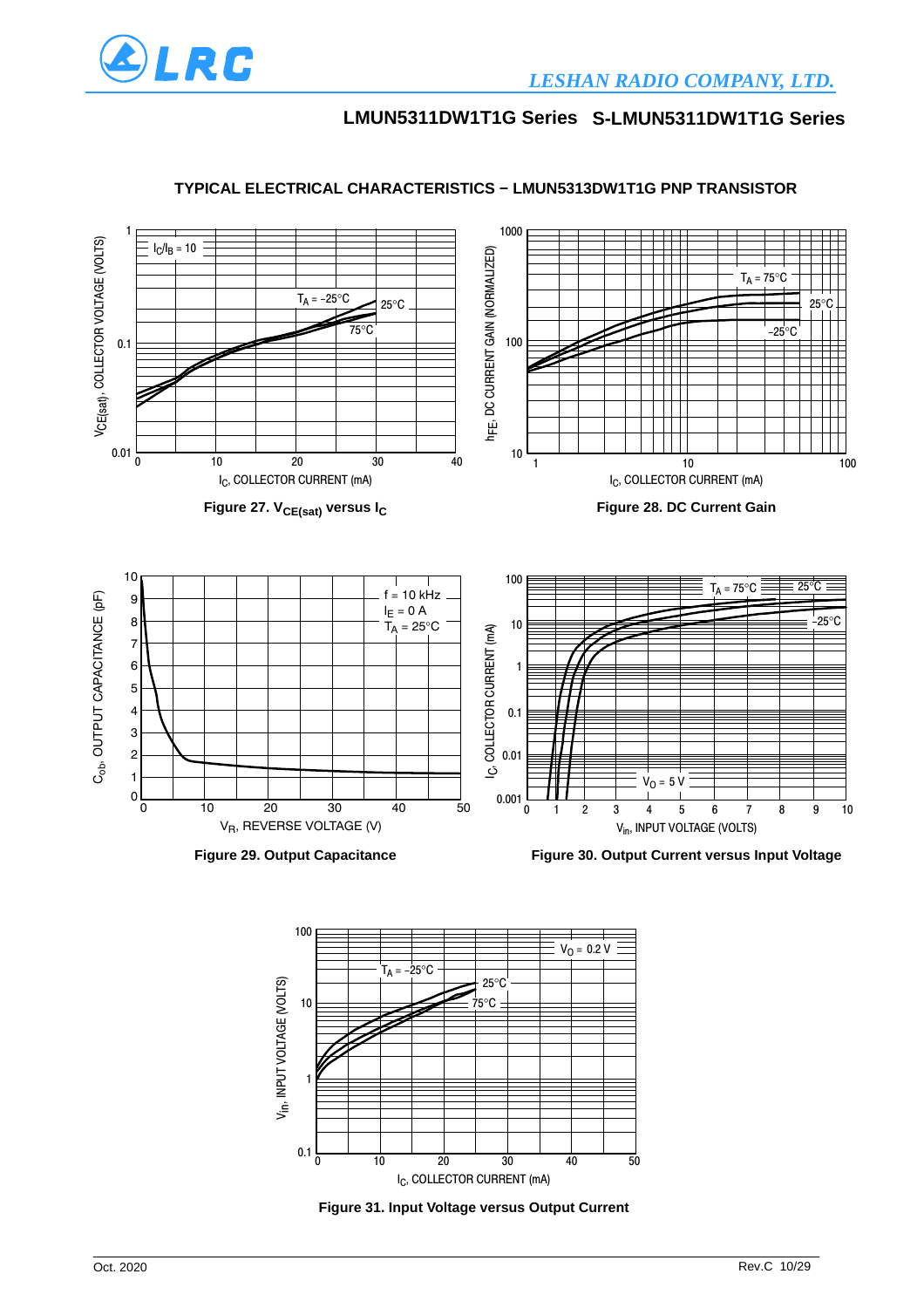## TYPICAL ELECTRICAL CHARACTERISTICS − LMUN5313DW1T1G PNP TRANSISTOR

Figure 27. $V_{CE(sat)}$ versus $I_C$

Figure 28. DC Current Gain

Figure 29. Output Capacitance

Figure 30. Output Current versus Input Voltage

Figure 31. Input Voltage versus Output Current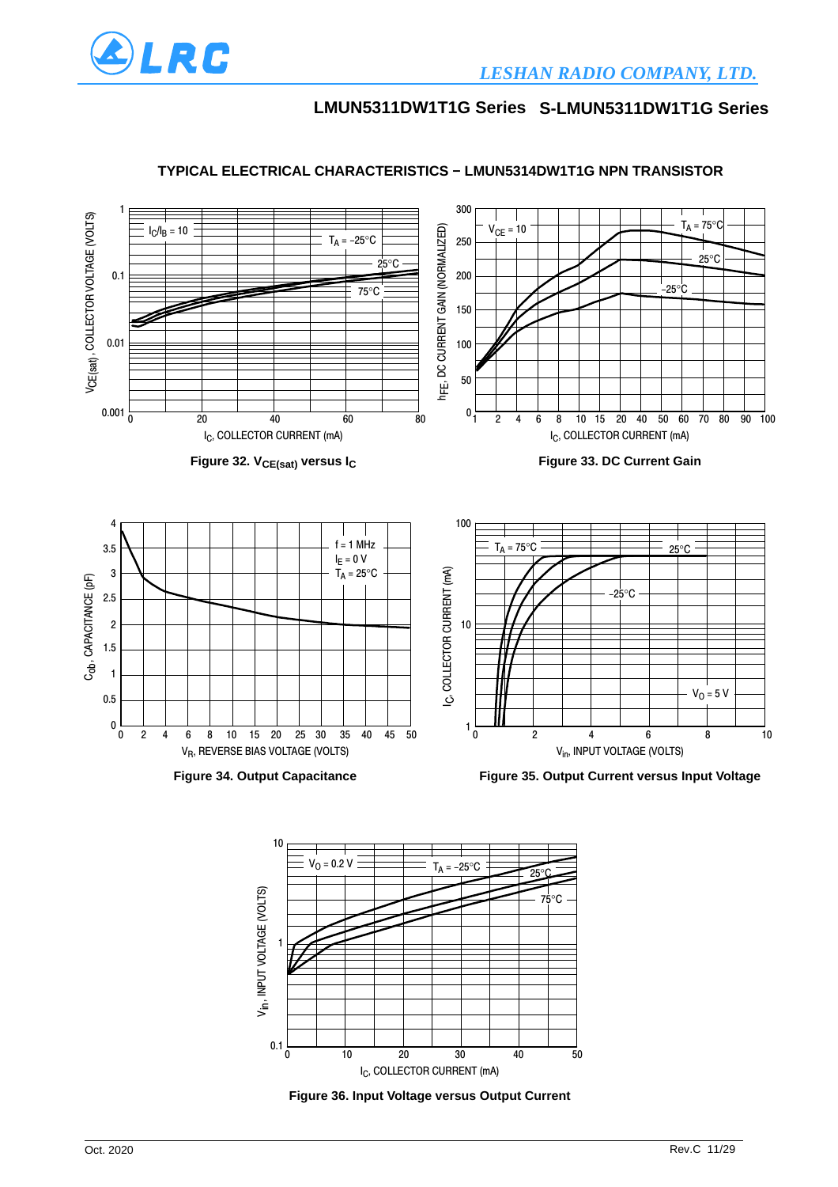## TYPICAL ELECTRICAL CHARACTERISTICS − LMUN5314DW1T1G NPN TRANSISTOR

Figure 32. $V_{CE(sat)}$ versus $I_C$

Figure 33. DC Current Gain

Figure 34. Output Capacitance

Figure 35. Output Current versus Input Voltage

Figure 36. Input Voltage versus Output Current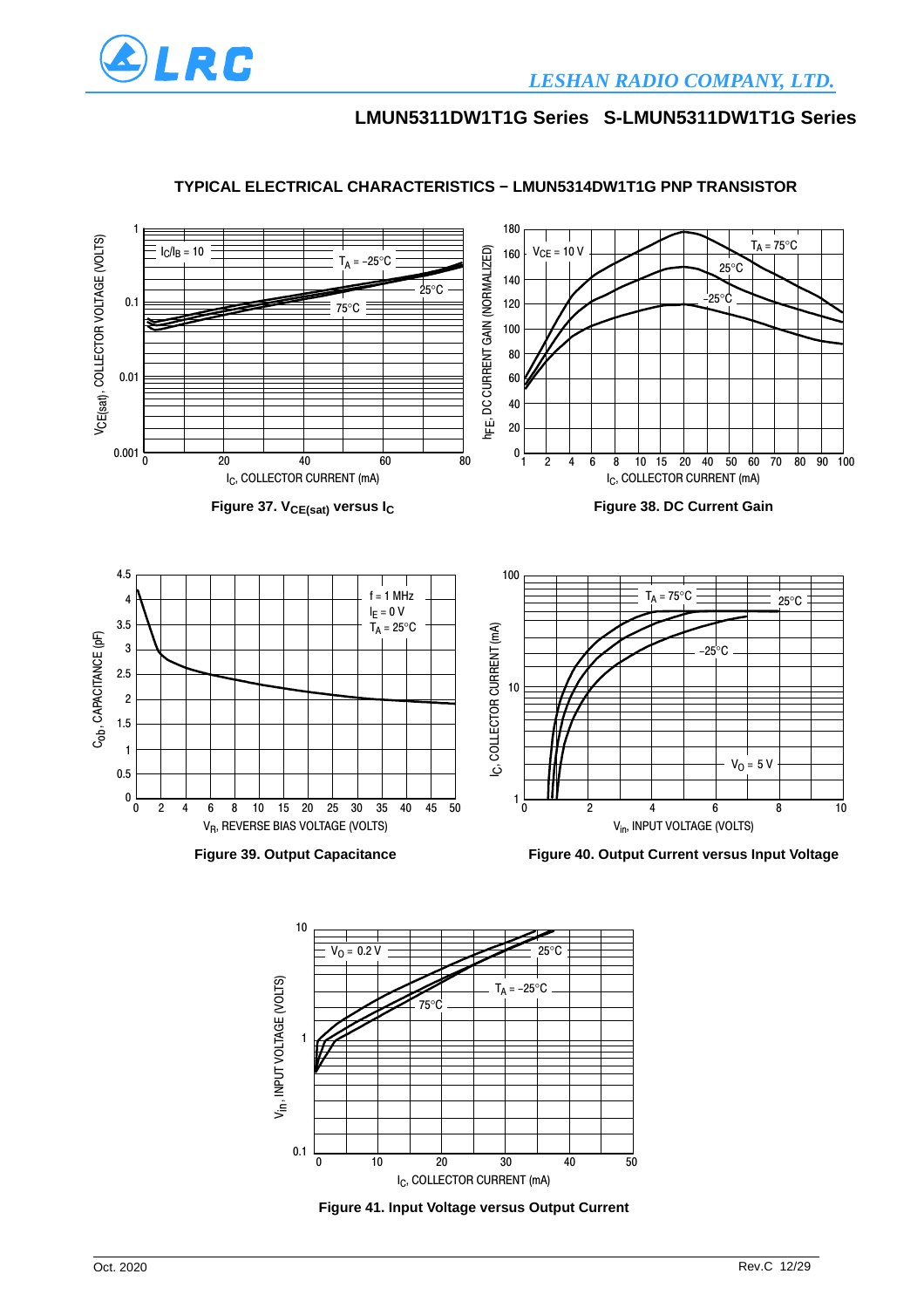## TYPICAL ELECTRICAL CHARACTERISTICS − LMUN5314DW1T1G PNP TRANSISTOR

Figure 37. $V_{CE(sat)}$ versus $I_C$

Figure 38. DC Current Gain

Figure 39. Output Capacitance

Figure 40. Output Current versus Input Voltage

Figure 41. Input Voltage versus Output Current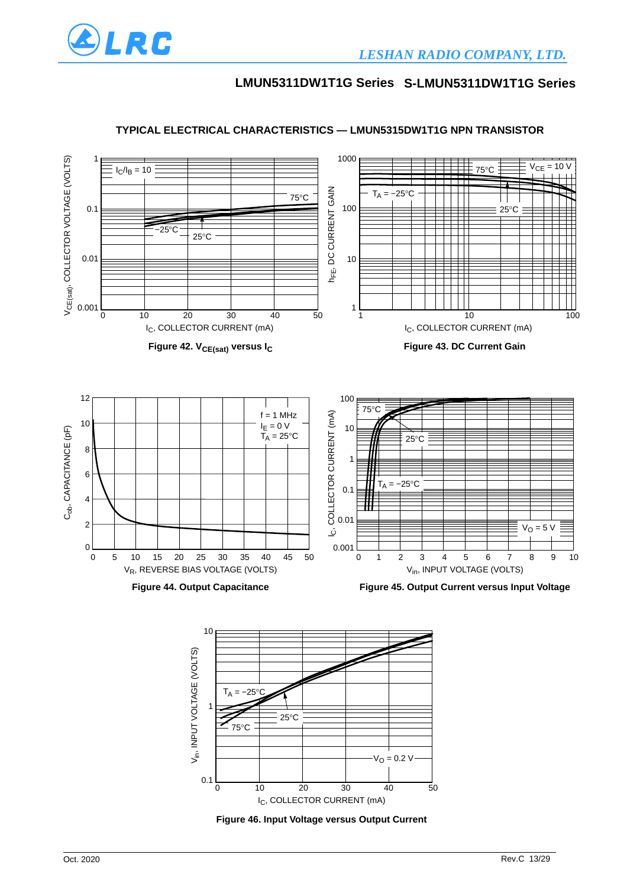## TYPICAL ELECTRICAL CHARACTERISTICS — LMUN5315DW1T1G NPN TRANSISTOR

Figure 42. $V_{CE(sat)}$ versus $I_C$

Figure 43. DC Current Gain

Figure 44. Output Capacitance

Figure 45. Output Current versus Input Voltage

Figure 46. Input Voltage versus Output Current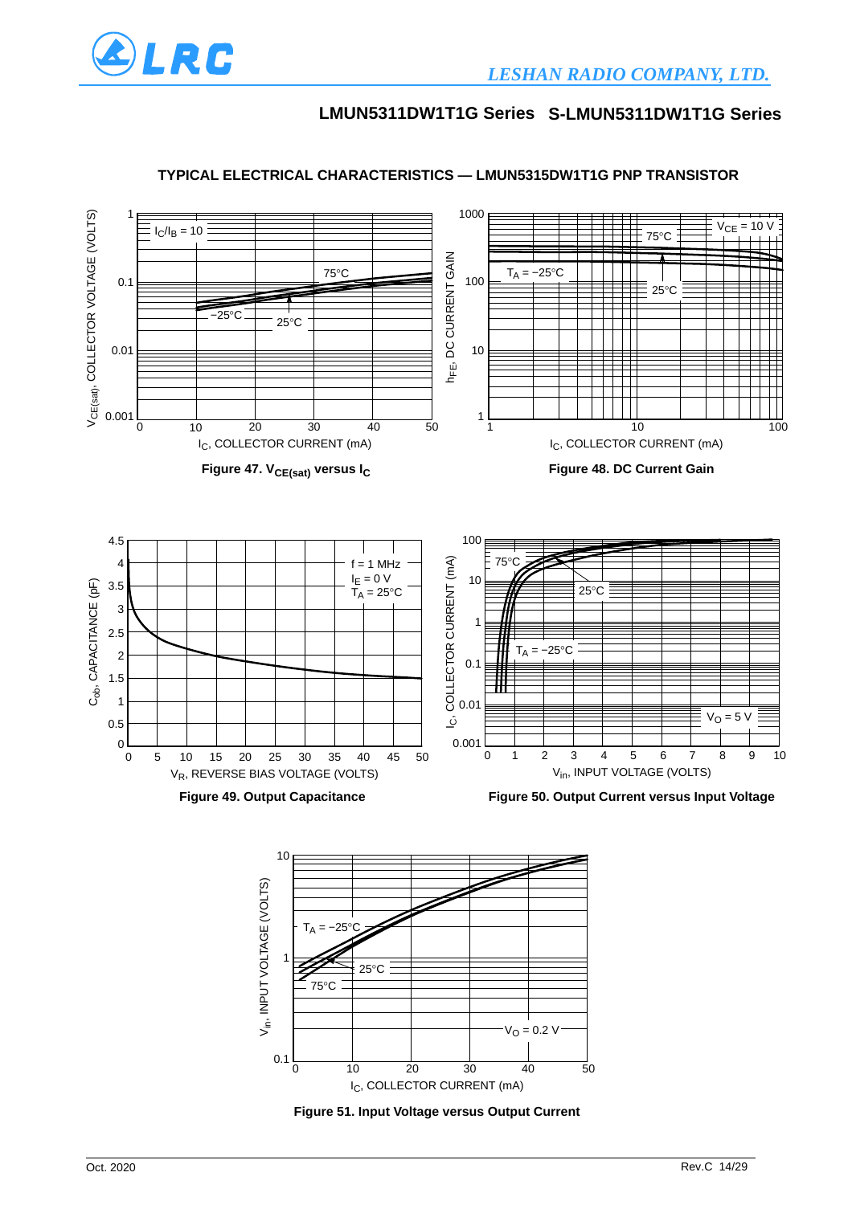## TYPICAL ELECTRICAL CHARACTERISTICS — LMUN5315DW1T1G PNP TRANSISTOR

Figure 47. $V_{CE(sat)}$ versus $I_C$

Figure 48. DC Current Gain

Figure 49. Output Capacitance

Figure 50. Output Current versus Input Voltage

Figure 51. Input Voltage versus Output Current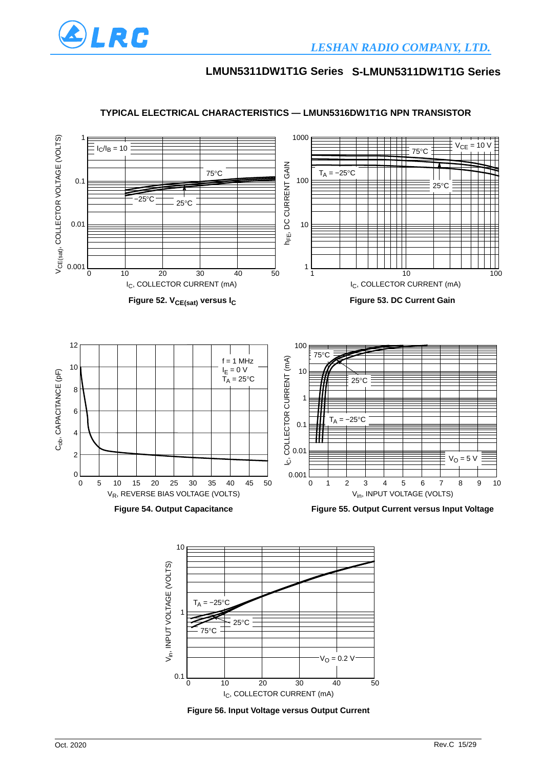## TYPICAL ELECTRICAL CHARACTERISTICS — LMUN5316DW1T1G NPN TRANSISTOR

Figure 52. $V_{CE(sat)}$ versus $I_C$

Figure 53. DC Current Gain

Figure 54. Output Capacitance

Figure 55. Output Current versus Input Voltage

Figure 56. Input Voltage versus Output Current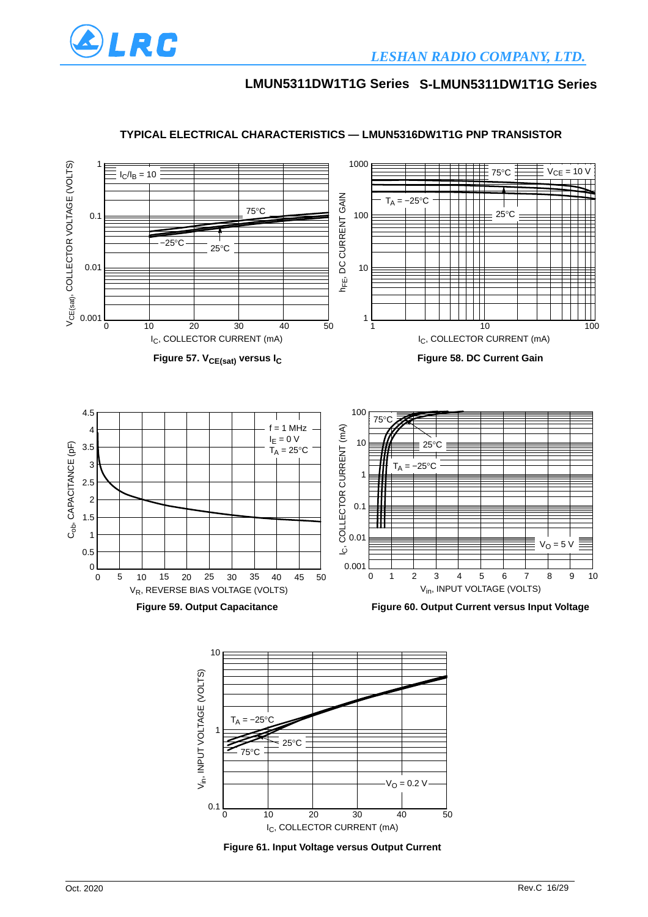## TYPICAL ELECTRICAL CHARACTERISTICS — LMUN5316DW1T1G PNP TRANSISTOR

Figure 57. $V_{CE(sat)}$ versus $I_C$

Figure 58. DC Current Gain

Figure 59. Output Capacitance

Figure 60. Output Current versus Input Voltage

Figure 61. Input Voltage versus Output Current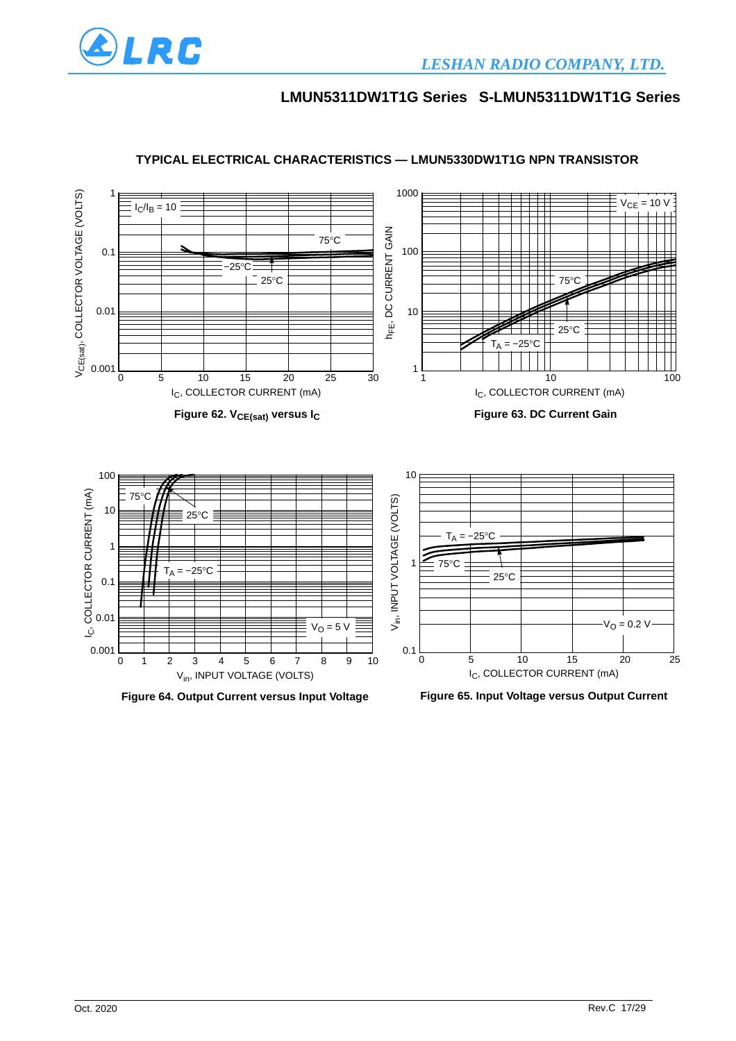## TYPICAL ELECTRICAL CHARACTERISTICS — LMUN5330DW1T1G NPN TRANSISTOR

Figure 62. $V_{CE(sat)}$ versus $I_C$

Figure 63. DC Current Gain

Figure 64. Output Current versus Input Voltage

Figure 65. Input Voltage versus Output Current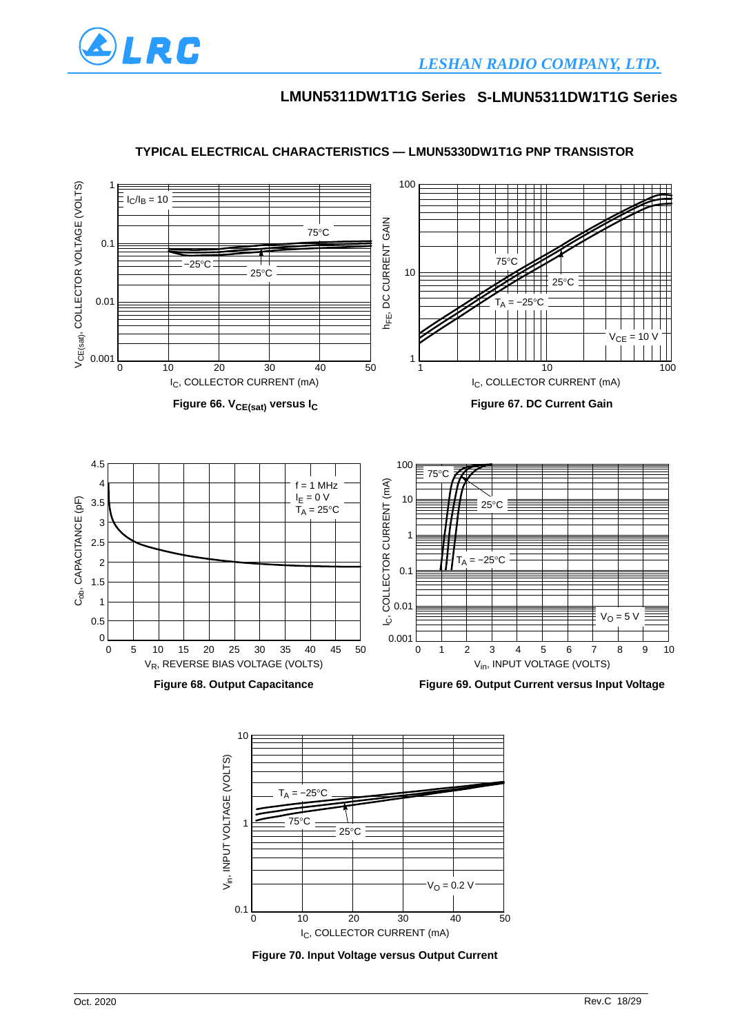## TYPICAL ELECTRICAL CHARACTERISTICS — LMUN5330DW1T1G PNP TRANSISTOR

**Figure 66. $V_{CE(sat)}$ versus $I_C$**

**Figure 67. DC Current Gain**

**Figure 68. Output Capacitance**

**Figure 69. Output Current versus Input Voltage**

**Figure 70. Input Voltage versus Output Current**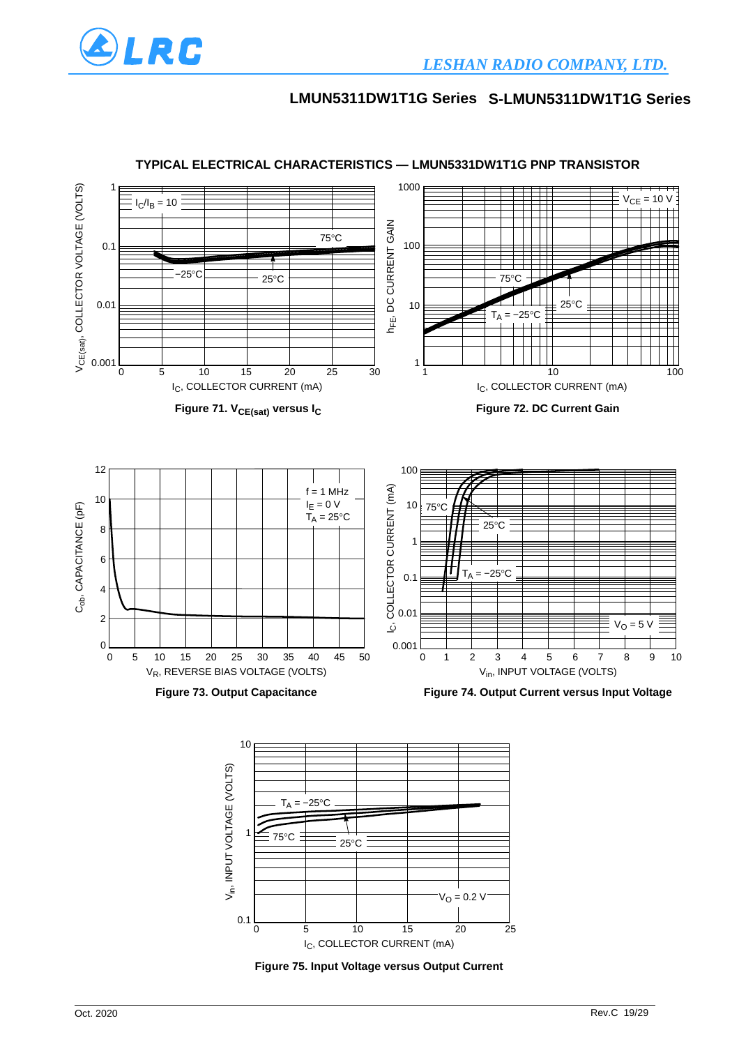## TYPICAL ELECTRICAL CHARACTERISTICS — LMUN5331DW1T1G PNP TRANSISTOR

**Figure 71. $V_{CE(sat)}$ versus $I_C$**

**Figure 72. DC Current Gain**

**Figure 73. Output Capacitance**

**Figure 74. Output Current versus Input Voltage**

**Figure 75. Input Voltage versus Output Current**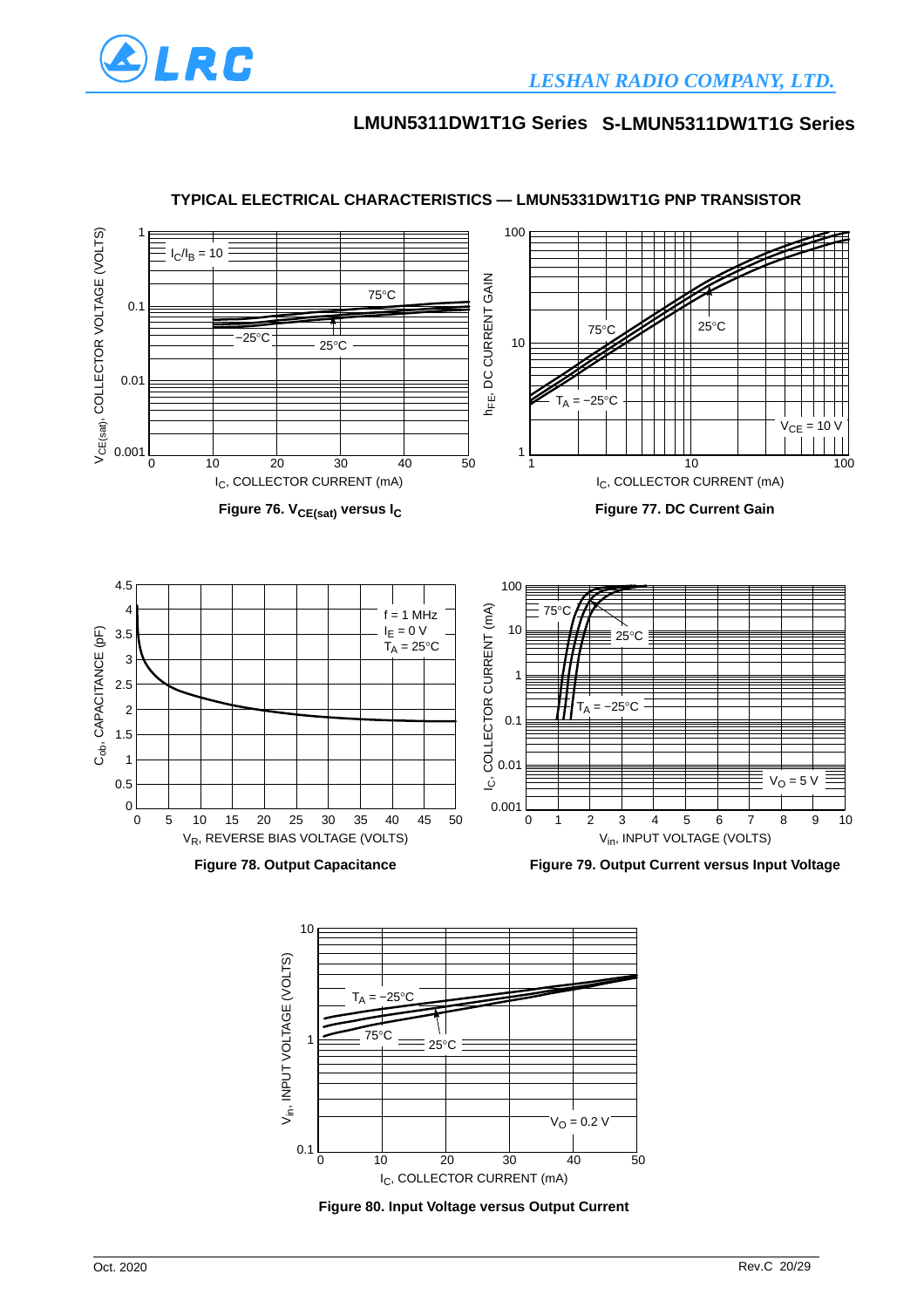## TYPICAL ELECTRICAL CHARACTERISTICS — LMUN5331DW1T1G PNP TRANSISTOR

Figure 76. $V_{CE(sat)}$ versus $I_C$

Figure 77. DC Current Gain

Figure 78. Output Capacitance

Figure 79. Output Current versus Input Voltage

Figure 80. Input Voltage versus Output Current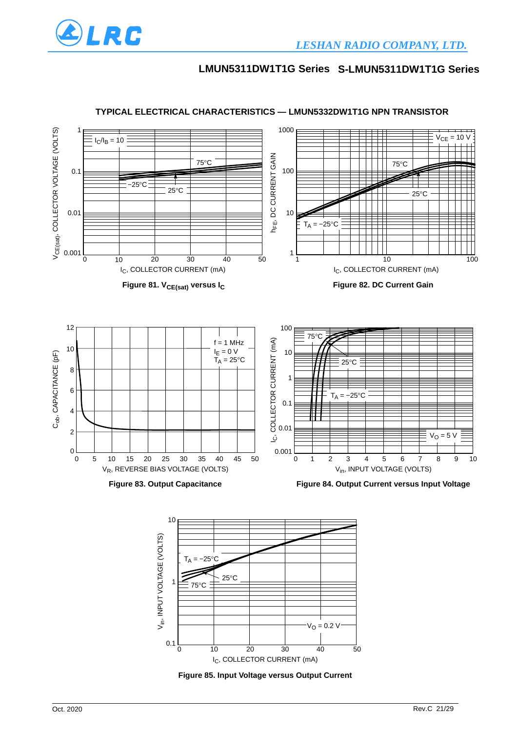## TYPICAL ELECTRICAL CHARACTERISTICS — LMUN5332DW1T1G NPN TRANSISTOR

Figure 81. $V_{CE(sat)}$ versus $I_C$

Figure 82. DC Current Gain

Figure 83. Output Capacitance

Figure 84. Output Current versus Input Voltage

Figure 85. Input Voltage versus Output Current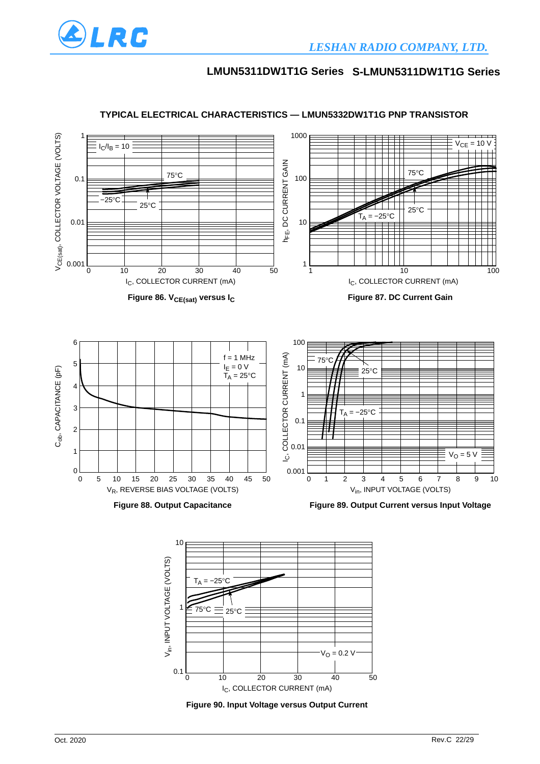# LMUN5311DW1T1G Series S-LMUN5311DW1T1G Series

## TYPICAL ELECTRICAL CHARACTERISTICS — LMUN5332DW1T1G PNP TRANSISTOR

**Figure 86. $V_{CE(sat)}$ versus $I_C$**

**Figure 87. DC Current Gain**

**Figure 88. Output Capacitance**

**Figure 89. Output Current versus Input Voltage**

**Figure 90. Input Voltage versus Output Current**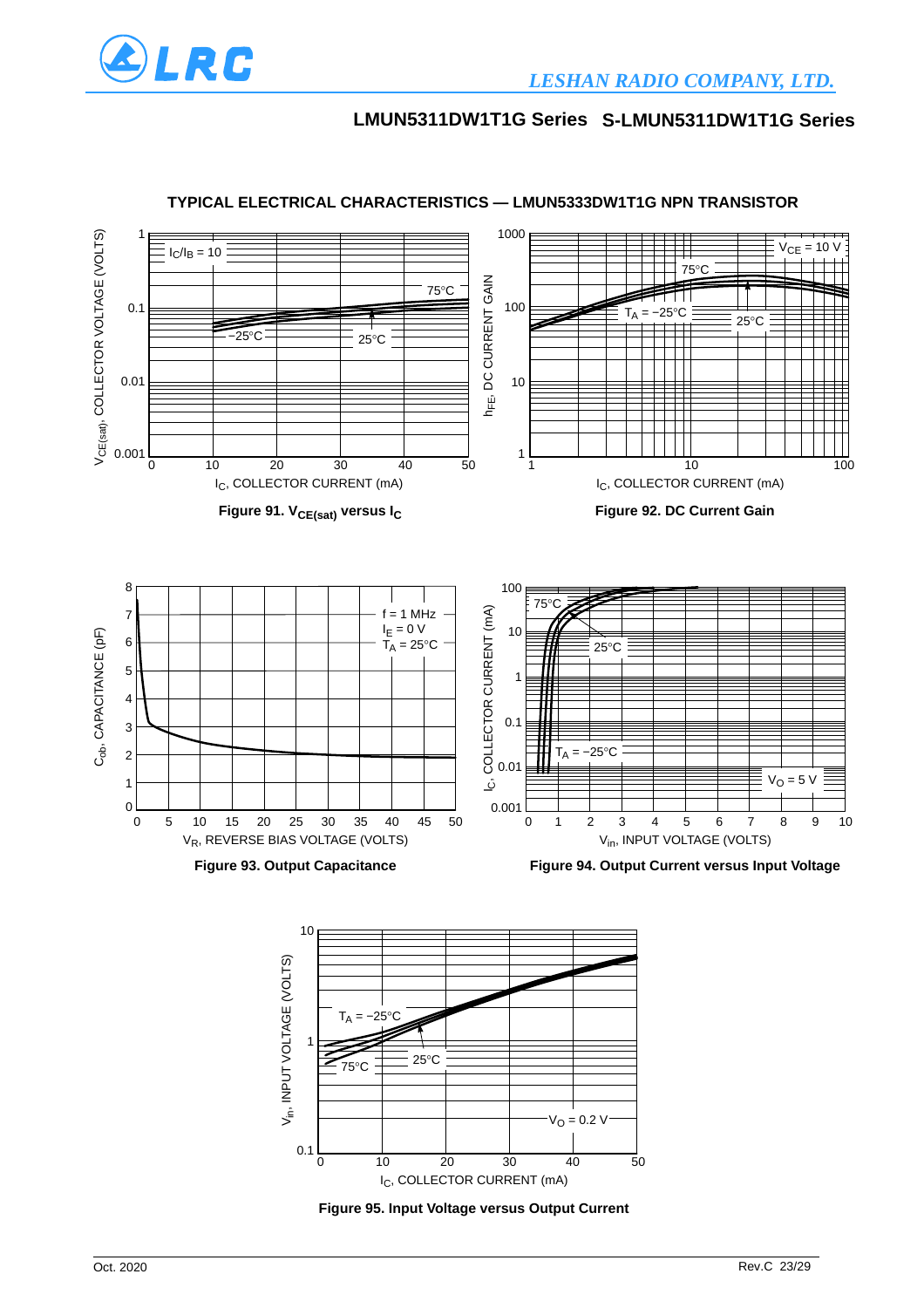## LMUN5311DW1T1G Series S-LMUN5311DW1T1G Series

### TYPICAL ELECTRICAL CHARACTERISTICS — LMUN5333DW1T1G NPN TRANSISTOR

**Figure 91. $V_{CE(sat)}$ versus $I_C$**

**Figure 92. DC Current Gain**

**Figure 93. Output Capacitance**

**Figure 94. Output Current versus Input Voltage**

**Figure 95. Input Voltage versus Output Current**

Oct. 2020

Rev.C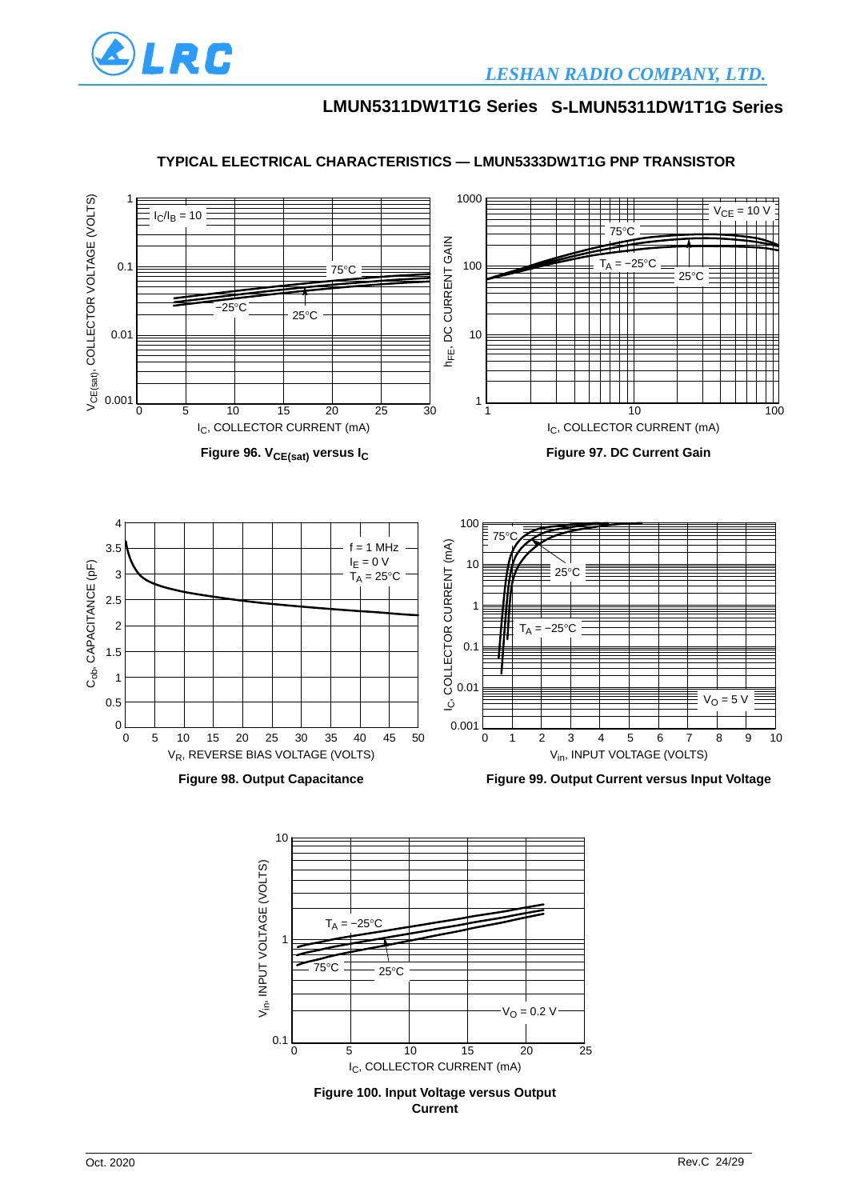## TYPICAL ELECTRICAL CHARACTERISTICS — LMUN5333DW1T1G PNP TRANSISTOR

Figure 96. $V_{CE(sat)}$ versus $I_C$

Figure 97. DC Current Gain

Figure 98. Output Capacitance

Figure 99. Output Current versus Input Voltage

Figure 100. Input Voltage versus Output Current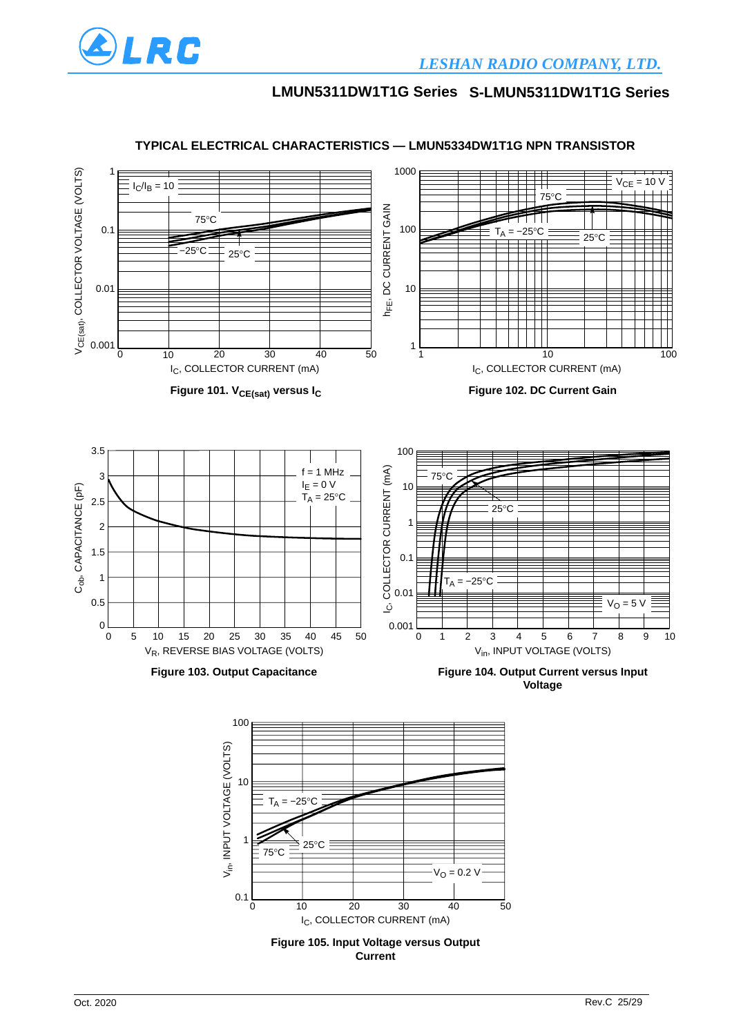## TYPICAL ELECTRICAL CHARACTERISTICS — LMUN5334DW1T1G NPN TRANSISTOR

**Figure 101. $V_{CE(sat)}$ versus $I_C$**

**Figure 102. DC Current Gain**

**Figure 103. Output Capacitance**

**Figure 104. Output Current versus Input Voltage**

**Figure 105. Input Voltage versus Output Current**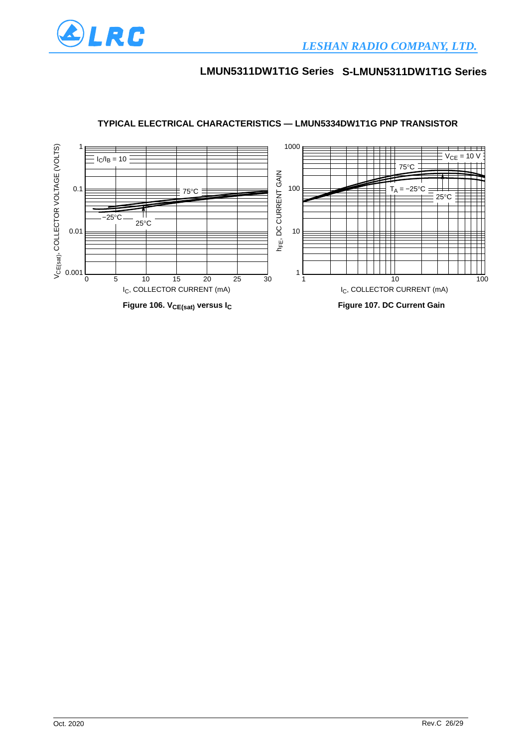## TYPICAL ELECTRICAL CHARACTERISTICS — LMUN5334DW1T1G PNP TRANSISTOR

**Figure 106. $V_{CE(sat)}$ versus $I_C$**

**Figure 107. DC Current Gain**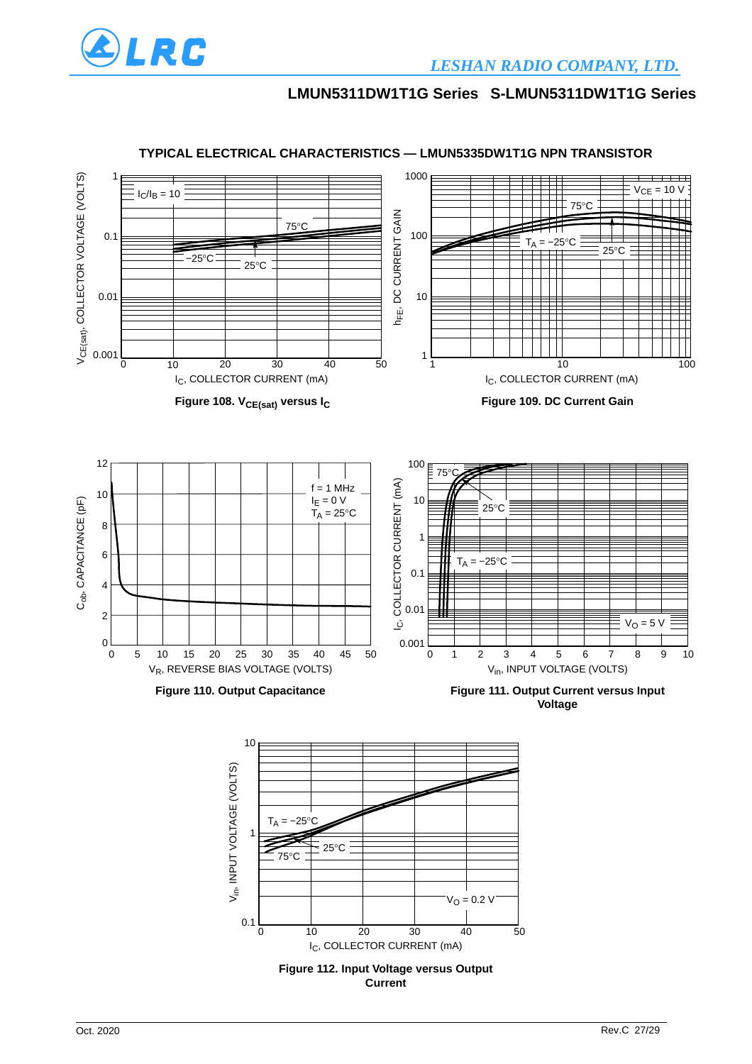## TYPICAL ELECTRICAL CHARACTERISTICS — LMUN5335DW1T1G NPN TRANSISTOR

Figure 108. $V_{CE(sat)}$ versus $I_C$

Figure 109. DC Current Gain

Figure 110. Output Capacitance

Figure 111. Output Current versus Input Voltage

Figure 112. Input Voltage versus Output Current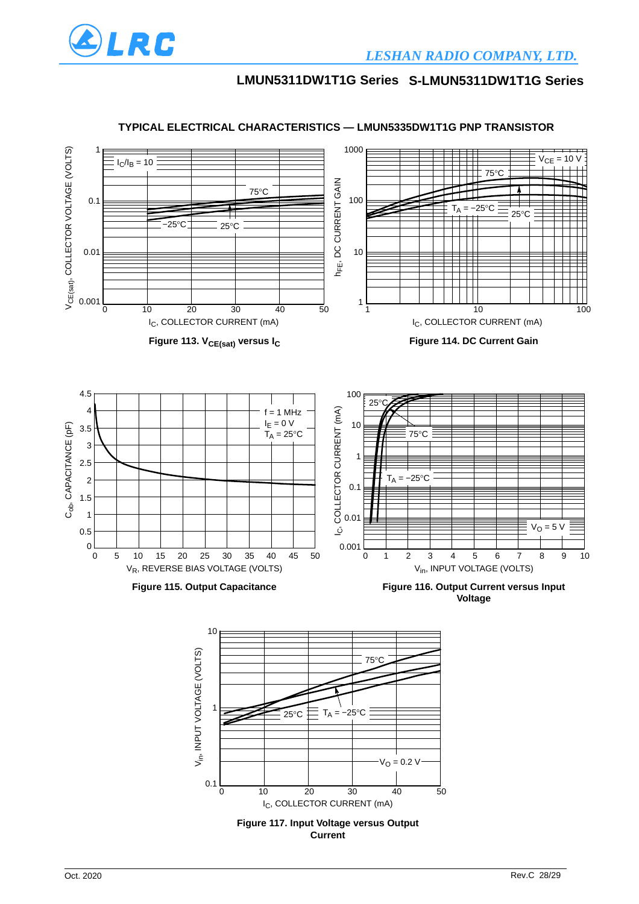## TYPICAL ELECTRICAL CHARACTERISTICS — LMUN5335DW1T1G PNP TRANSISTOR

Figure 113. $V_{CE(sat)}$ versus $I_C$

Figure 114. DC Current Gain

Figure 115. Output Capacitance

Figure 116. Output Current versus Input Voltage

Figure 117. Input Voltage versus Output Current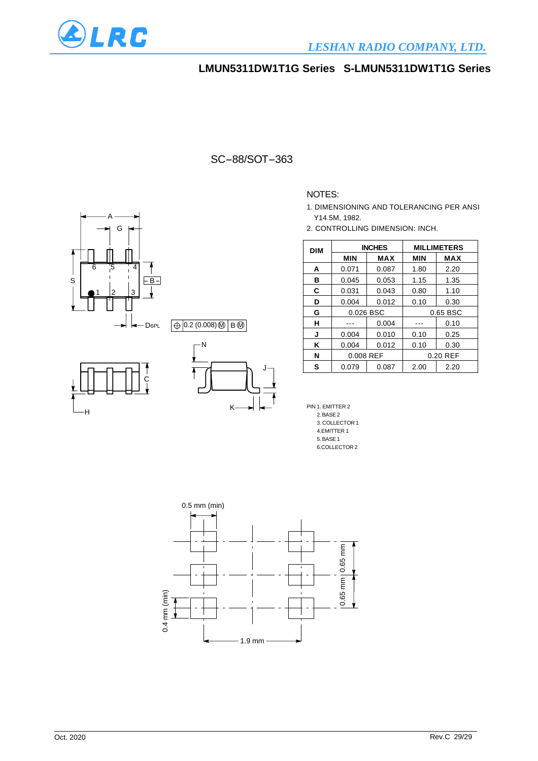## LMUN5311DW1T1G Series S-LMUN5311DW1T1G Series

### SC−88/SOT−363

NOTES:

1. DIMENSIONING AND TOLERANCING PER ANSI Y14.5M, 1982.
2. CONTROLLING DIMENSION: INCH.

| DIM | INCHES | | MILLIMETERS | |
|---|---|---|---|---|
| | MIN | MAX | MIN | MAX |
| A | 0.071 | 0.087 | 1.80 | 2.20 |
| B | 0.045 | 0.053 | 1.15 | 1.35 |
| C | 0.031 | 0.043 | 0.80 | 1.10 |
| D | 0.004 | 0.012 | 0.10 | 0.30 |
| G | 0.026 BSC | | 0.65 BSC | |
| H | --- | 0.004 | --- | 0.10 |
| J | 0.004 | 0.010 | 0.10 | 0.25 |
| K | 0.004 | 0.012 | 0.10 | 0.30 |
| N | 0.008 REF | | 0.20 REF | |
| S | 0.079 | 0.087 | 2.00 | 2.20 |

PIN 1. EMITTER 2
2. BASE 2
3. COLLECTOR 1
4. EMITTER 1
5. BASE 1
6. COLLECTOR 2

0.5 mm (min)

0.65 mm

0.65 mm

0.4 mm (min)

1.9 mm

Oct. 2020

Rev.C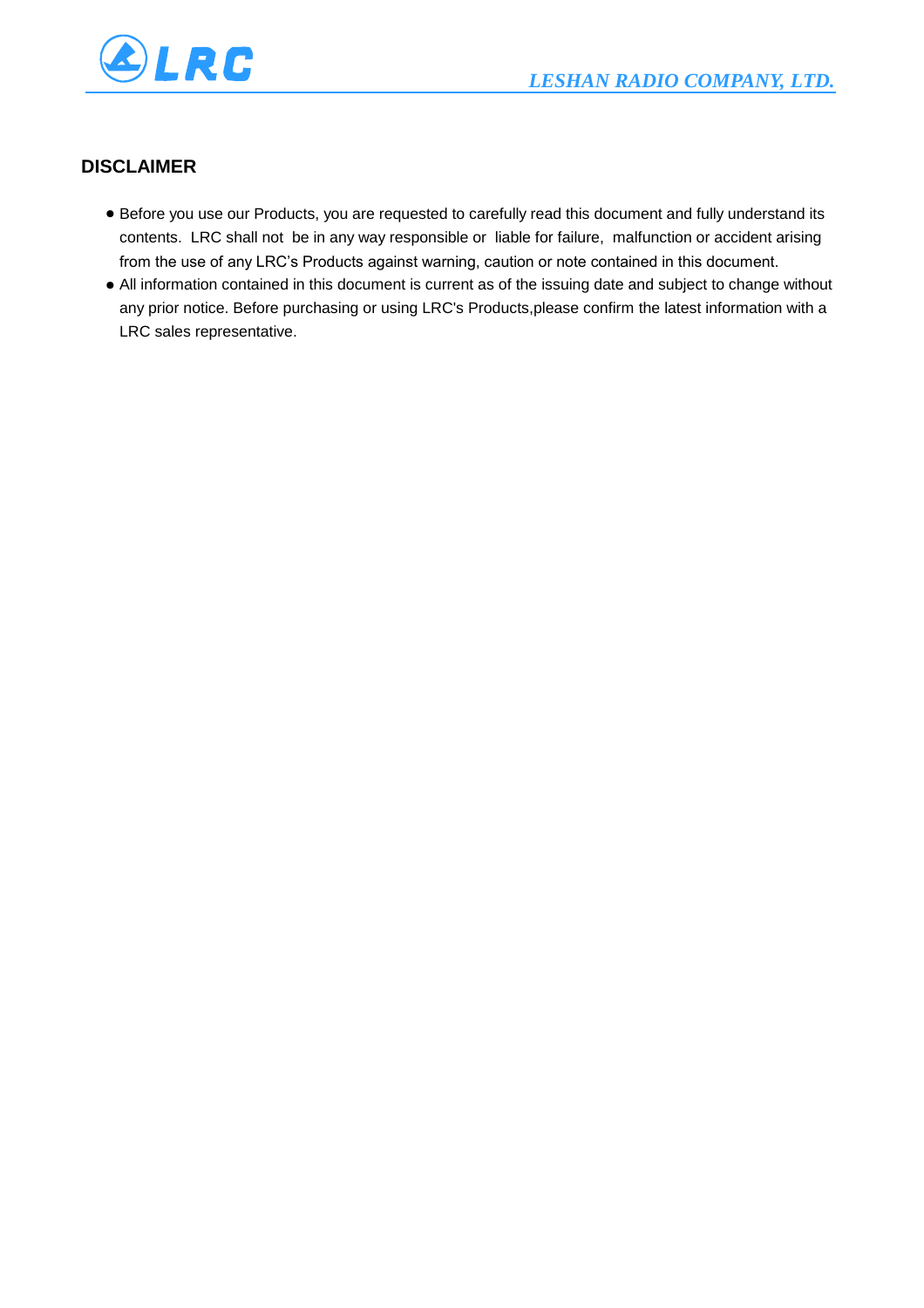## DISCLAIMER

- Before you use our Products, you are requested to carefully read this document and fully understand its contents. LRC shall not be in any way responsible or liable for failure, malfunction or accident arising from the use of any LRC's Products against warning, caution or note contained in this document.
- All information contained in this document is current as of the issuing date and subject to change without any prior notice. Before purchasing or using LRC's Products,please confirm the latest information with a LRC sales representative.